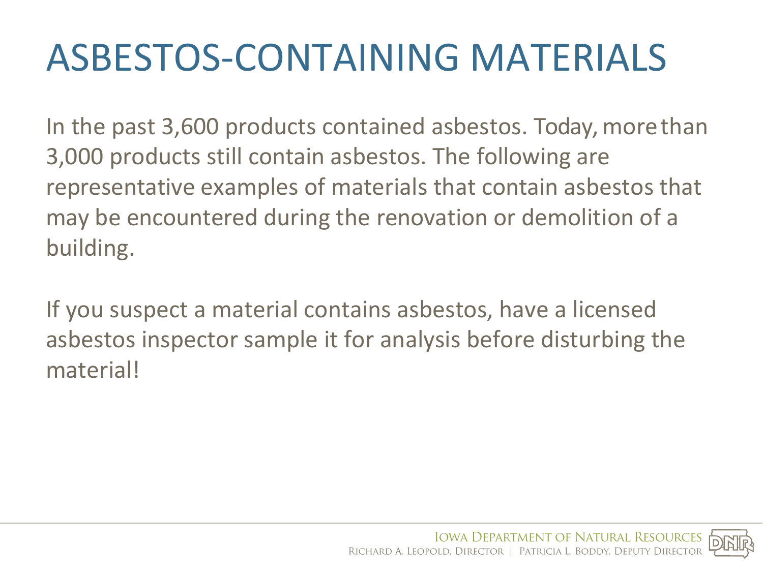# ASBESTOS-CONTAINING MATERIALS

In the past 3,600 products contained asbestos. Today, more than 3,000 products still contain asbestos. The following are representative examples of materials that contain asbestos that may be encountered during the renovation or demolition of a building.

If you suspect a material contains asbestos, have a licensed asbestos inspector sample it for analysis before disturbing the material!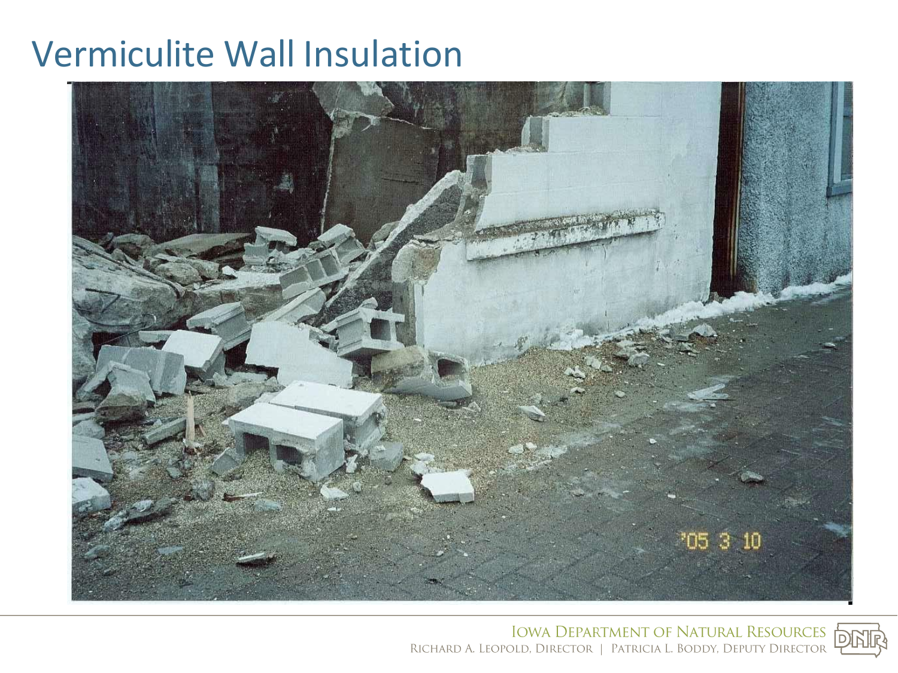# Vermiculite Wall Insulation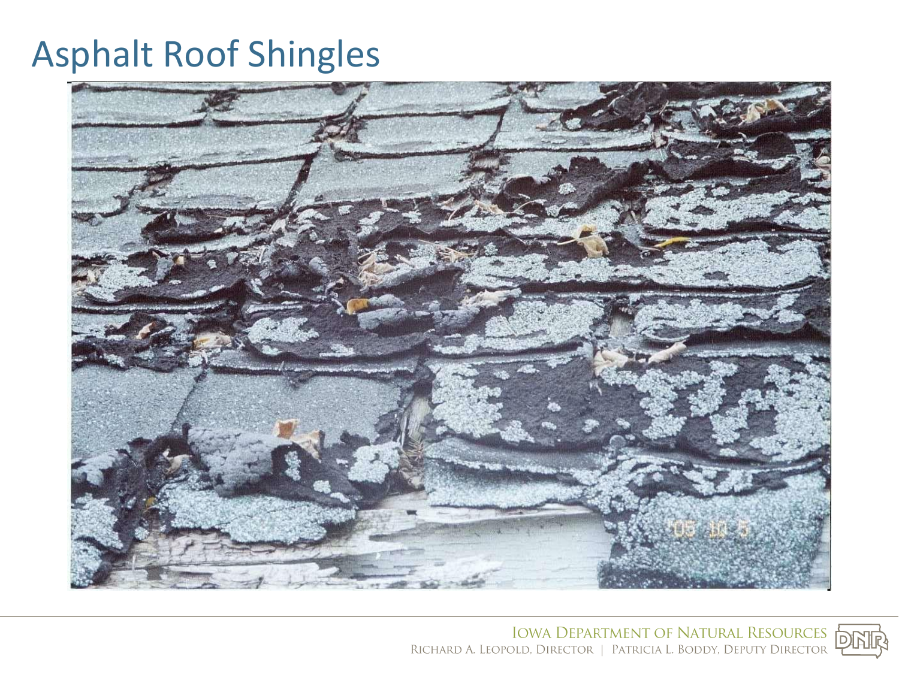# Asphalt Roof Shingles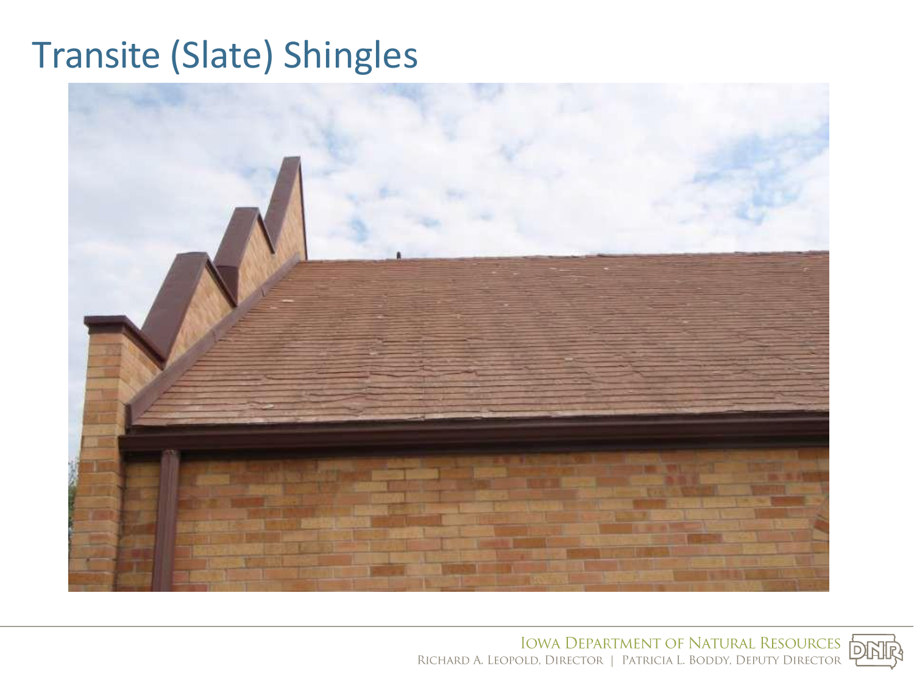# Transite (Slate) Shingles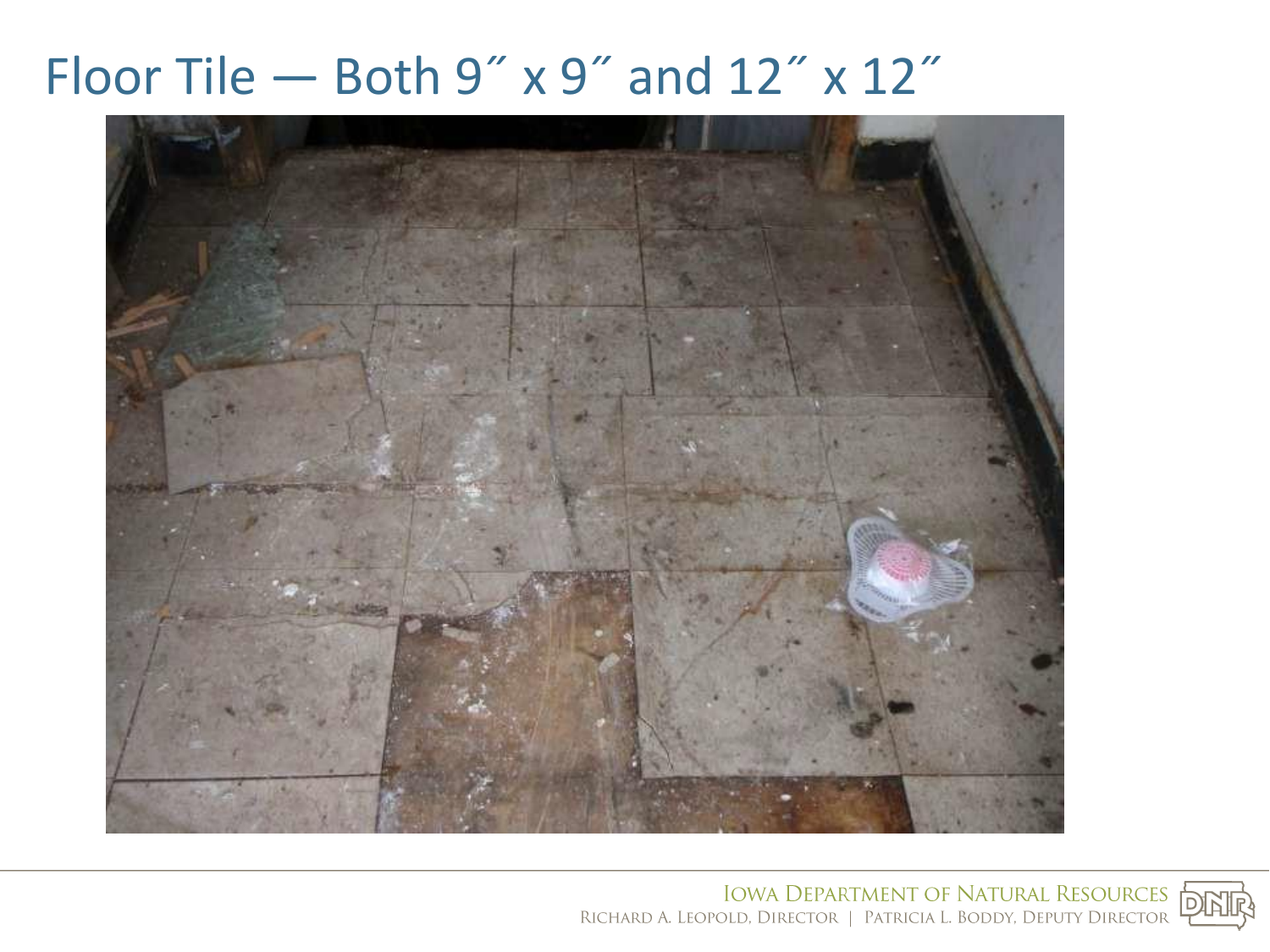# Floor Tile — Both 9″ x 9″ and 12″ x 12″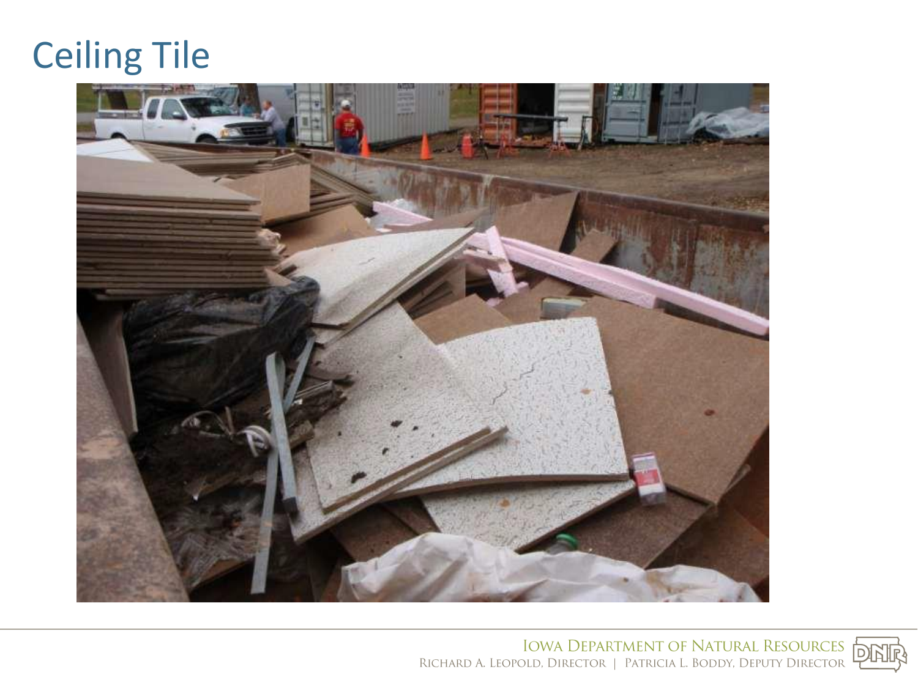# Ceiling Tile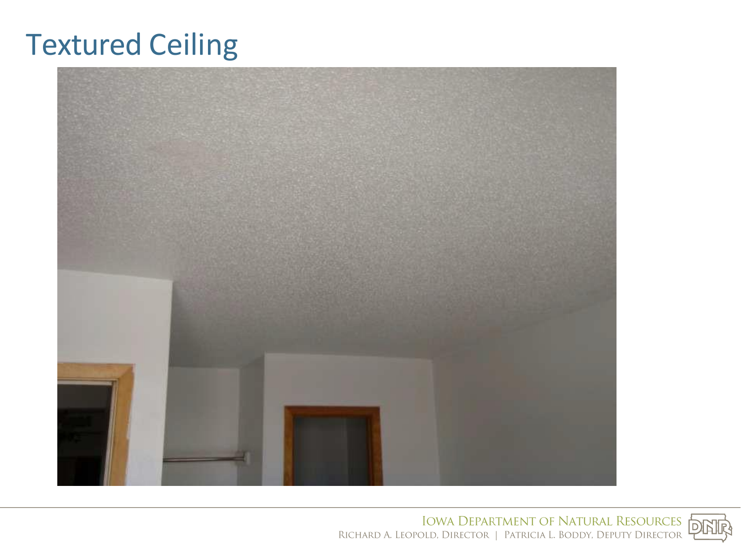# Textured Ceiling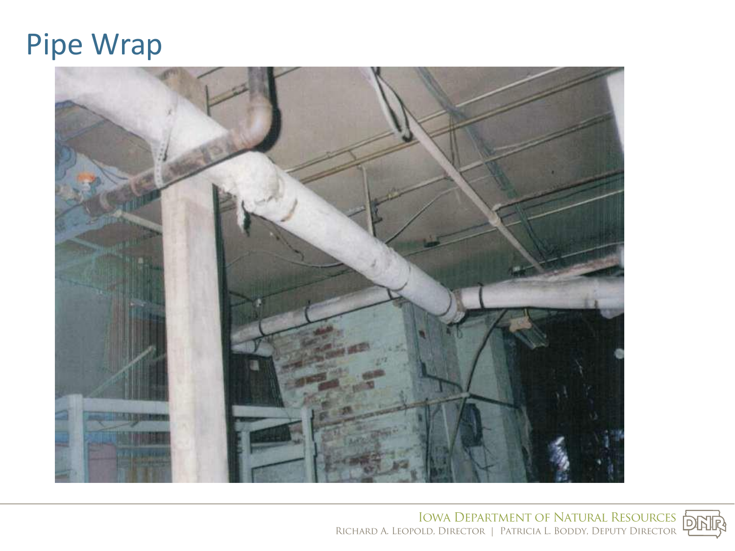# Pipe Wrap